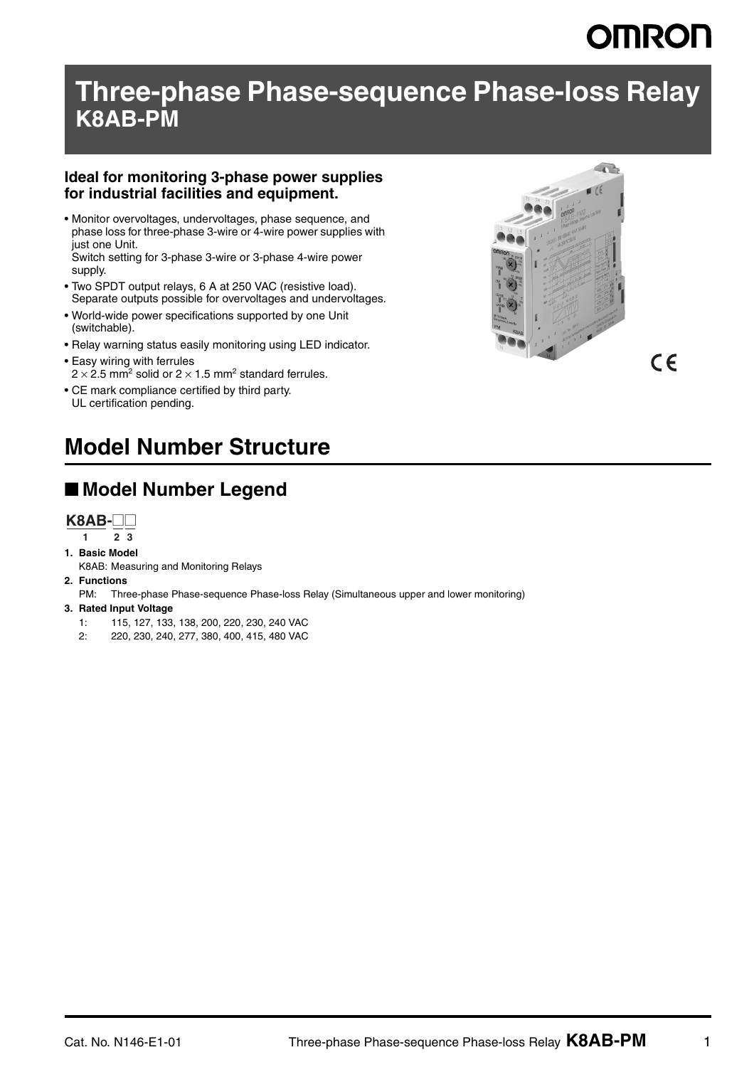# Three-phase Phase-sequence Phase-loss Relay K8AB-PM

**Ideal for monitoring 3-phase power supplies for industrial facilities and equipment.**

- Monitor overvoltages, undervoltages, phase sequence, and phase loss for three-phase 3-wire or 4-wire power supplies with just one Unit.
  Switch setting for 3-phase 3-wire or 3-phase 4-wire power supply.
- Two SPDT output relays, 6 A at 250 VAC (resistive load).
  Separate outputs possible for overvoltages and undervoltages.
- World-wide power specifications supported by one Unit (switchable).
- Relay warning status easily monitoring using LED indicator.
- Easy wiring with ferrules
  $2 \times 2.5$ mm$^2$ solid or $2 \times 1.5$ mm$^2$ standard ferrules.
- CE mark compliance certified by third party.
  UL certification pending.

## Model Number Structure

### ■ Model Number Legend

**K8AB-□□**
1 2 3

1. **Basic Model**
   K8AB: Measuring and Monitoring Relays
2. **Functions**
   PM: Three-phase Phase-sequence Phase-loss Relay (Simultaneous upper and lower monitoring)
3. **Rated Input Voltage**
   1: 115, 127, 133, 138, 200, 220, 230, 240 VAC
   2: 220, 230, 240, 277, 380, 400, 415, 480 VAC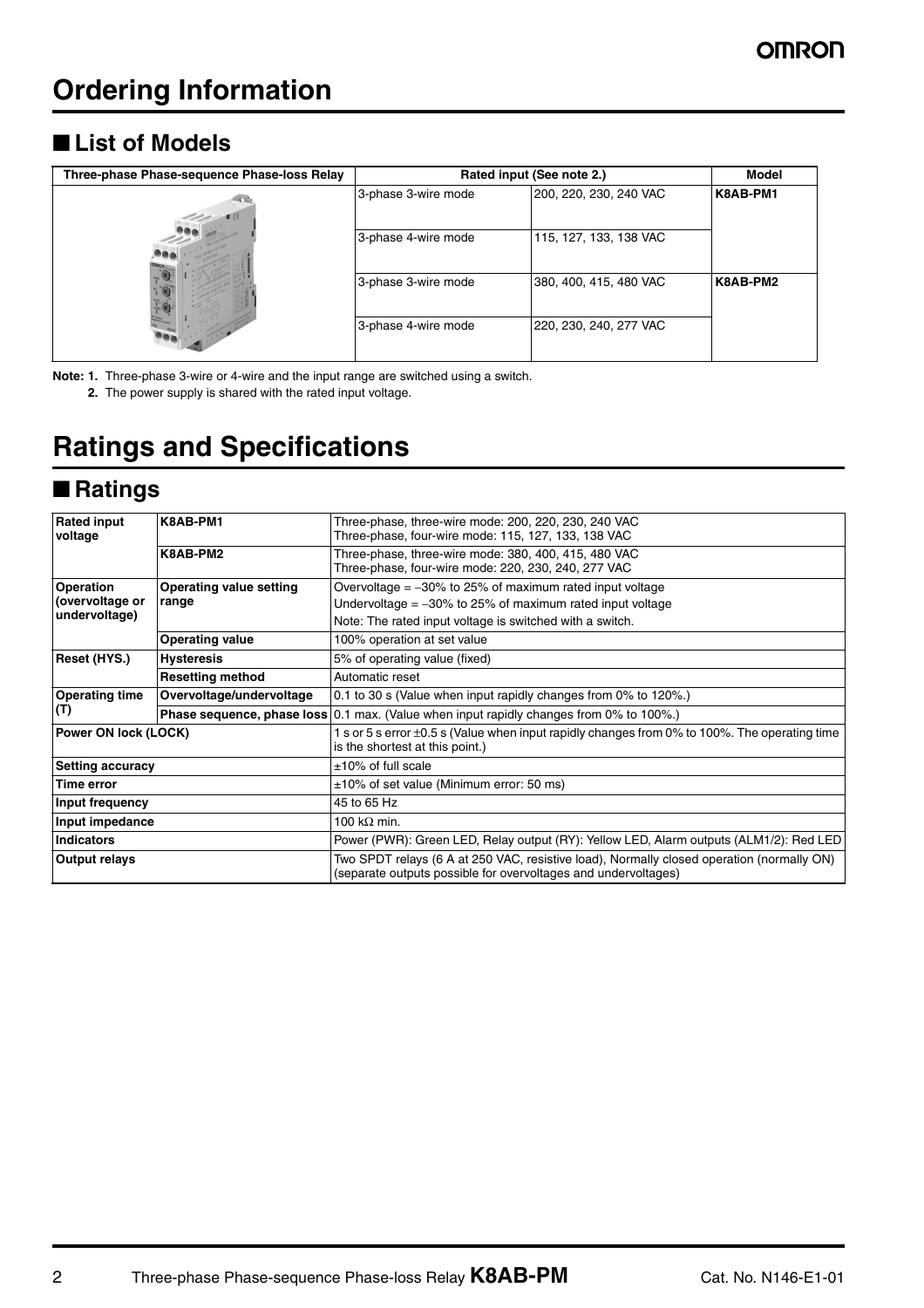# Ordering Information

## ■ List of Models

| Three-phase Phase-sequence Phase-loss Relay | Rated input (See note 2.) | | Model |
|---|---|---|---|
| | 3-phase 3-wire mode | 200, 220, 230, 240 VAC | K8AB-PM1 |
| | 3-phase 4-wire mode | 115, 127, 133, 138 VAC | |
| | 3-phase 3-wire mode | 380, 400, 415, 480 VAC | K8AB-PM2 |
| | 3-phase 4-wire mode | 220, 230, 240, 277 VAC | |

**Note: 1.** Three-phase 3-wire or 4-wire and the input range are switched using a switch.

**2.** The power supply is shared with the rated input voltage.

# Ratings and Specifications

## ■ Ratings

| | | |
|---|---|---|
| **Rated input voltage** | **K8AB-PM1** | Three-phase, three-wire mode: 200, 220, 230, 240 VAC<br>Three-phase, four-wire mode: 115, 127, 133, 138 VAC |
| | **K8AB-PM2** | Three-phase, three-wire mode: 380, 400, 415, 480 VAC<br>Three-phase, four-wire mode: 220, 230, 240, 277 VAC |
| **Operation (overvoltage or undervoltage)** | **Operating value setting range** | Overvoltage = −30% to 25% of maximum rated input voltage<br>Undervoltage = −30% to 25% of maximum rated input voltage<br>Note: The rated input voltage is switched with a switch. |
| | **Operating value** | 100% operation at set value |
| **Reset (HYS.)** | **Hysteresis** | 5% of operating value (fixed) |
| | **Resetting method** | Automatic reset |
| **Operating time (T)** | **Overvoltage/undervoltage** | 0.1 to 30 s (Value when input rapidly changes from 0% to 120%.) |
| | **Phase sequence, phase loss** | 0.1 max. (Value when input rapidly changes from 0% to 100%.) |
| **Power ON lock (LOCK)** | | 1 s or 5 s error ±0.5 s (Value when input rapidly changes from 0% to 100%. The operating time is the shortest at this point.) |
| **Setting accuracy** | | ±10% of full scale |
| **Time error** | | ±10% of set value (Minimum error: 50 ms) |
| **Input frequency** | | 45 to 65 Hz |
| **Input impedance** | | 100 kΩ min. |
| **Indicators** | | Power (PWR): Green LED, Relay output (RY): Yellow LED, Alarm outputs (ALM1/2): Red LED |
| **Output relays** | | Two SPDT relays (6 A at 250 VAC, resistive load), Normally closed operation (normally ON) (separate outputs possible for overvoltages and undervoltages) |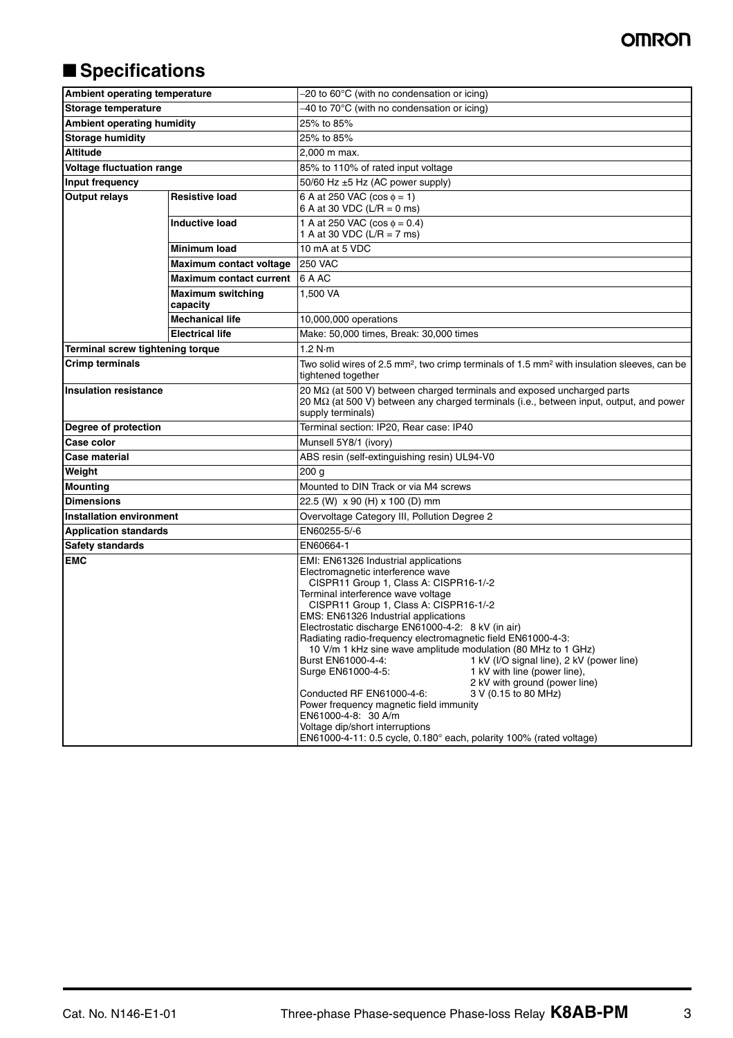## ■ Specifications

| | | |
|---|---|---|
| **Ambient operating temperature** | | −20 to 60°C (with no condensation or icing) |
| **Storage temperature** | | −40 to 70°C (with no condensation or icing) |
| **Ambient operating humidity** | | 25% to 85% |
| **Storage humidity** | | 25% to 85% |
| **Altitude** | | 2,000 m max. |
| **Voltage fluctuation range** | | 85% to 110% of rated input voltage |
| **Input frequency** | | 50/60 Hz ±5 Hz (AC power supply) |
| **Output relays** | **Resistive load** | 6 A at 250 VAC (cos ϕ = 1)<br>6 A at 30 VDC (L/R = 0 ms) |
| | **Inductive load** | 1 A at 250 VAC (cos ϕ = 0.4)<br>1 A at 30 VDC (L/R = 7 ms) |
| | **Minimum load** | 10 mA at 5 VDC |
| | **Maximum contact voltage** | 250 VAC |
| | **Maximum contact current** | 6 A AC |
| | **Maximum switching capacity** | 1,500 VA |
| | **Mechanical life** | 10,000,000 operations |
| | **Electrical life** | Make: 50,000 times, Break: 30,000 times |
| **Terminal screw tightening torque** | | 1.2 N·m |
| **Crimp terminals** | | Two solid wires of 2.5 mm², two crimp terminals of 1.5 mm² with insulation sleeves, can be tightened together |
| **Insulation resistance** | | 20 MΩ (at 500 V) between charged terminals and exposed uncharged parts<br>20 MΩ (at 500 V) between any charged terminals (i.e., between input, output, and power supply terminals) |
| **Degree of protection** | | Terminal section: IP20, Rear case: IP40 |
| **Case color** | | Munsell 5Y8/1 (ivory) |
| **Case material** | | ABS resin (self-extinguishing resin) UL94-V0 |
| **Weight** | | 200 g |
| **Mounting** | | Mounted to DIN Track or via M4 screws |
| **Dimensions** | | 22.5 (W) x 90 (H) x 100 (D) mm |
| **Installation environment** | | Overvoltage Category III, Pollution Degree 2 |
| **Application standards** | | EN60255-5/-6 |
| **Safety standards** | | EN60664-1 |
| **EMC** | | EMI: EN61326 Industrial applications<br>Electromagnetic interference wave<br>CISPR11 Group 1, Class A: CISPR16-1/-2<br>Terminal interference wave voltage<br>CISPR11 Group 1, Class A: CISPR16-1/-2<br>EMS: EN61326 Industrial applications<br>Electrostatic discharge EN61000-4-2: 8 kV (in air)<br>Radiating radio-frequency electromagnetic field EN61000-4-3:<br>10 V/m 1 kHz sine wave amplitude modulation (80 MHz to 1 GHz)<br>Burst EN61000-4-4: 1 kV (I/O signal line), 2 kV (power line)<br>Surge EN61000-4-5: 1 kV with line (power line), 2 kV with ground (power line)<br>Conducted RF EN61000-4-6: 3 V (0.15 to 80 MHz)<br>Power frequency magnetic field immunity<br>EN61000-4-8: 30 A/m<br>Voltage dip/short interruptions<br>EN61000-4-11: 0.5 cycle, 0.180° each, polarity 100% (rated voltage) |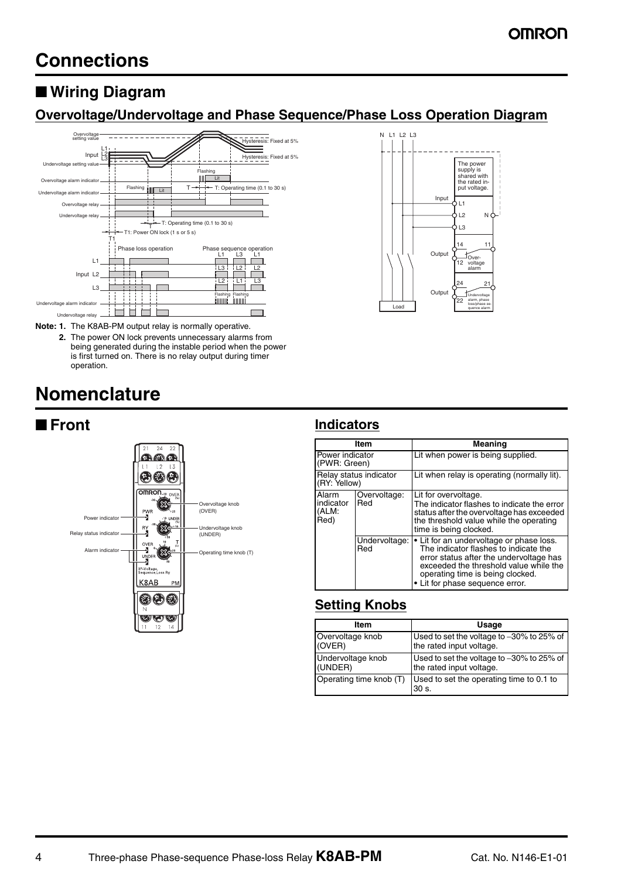# Connections

## ■ Wiring Diagram

### Overvoltage/Undervoltage and Phase Sequence/Phase Loss Operation Diagram

**Note: 1.** The K8AB-PM output relay is normally operative.

**2.** The power ON lock prevents unnecessary alarms from being generated during the instable period when the power is first turned on. There is no relay output during timer operation.

# Nomenclature

## ■ Front

### Indicators

| Item | | Meaning |
|---|---|---|
| Power indicator (PWR: Green) | | Lit when power is being supplied. |
| Relay status indicator (RY: Yellow) | | Lit when relay is operating (normally lit). |
| Alarm indicator (ALM: Red) | Overvoltage: Red | Lit for overvoltage. The indicator flashes to indicate the error status after the overvoltage has exceeded the threshold value while the operating time is being clocked. |
| | Undervoltage: Red | • Lit for an undervoltage or phase loss. The indicator flashes to indicate the error status after the undervoltage has exceeded the threshold value while the operating time is being clocked.<br>• Lit for phase sequence error. |

### Setting Knobs

| Item | Usage |
|---|---|
| Overvoltage knob (OVER) | Used to set the voltage to –30% to 25% of the rated input voltage. |
| Undervoltage knob (UNDER) | Used to set the voltage to –30% to 25% of the rated input voltage. |
| Operating time knob (T) | Used to set the operating time to 0.1 to 30 s. |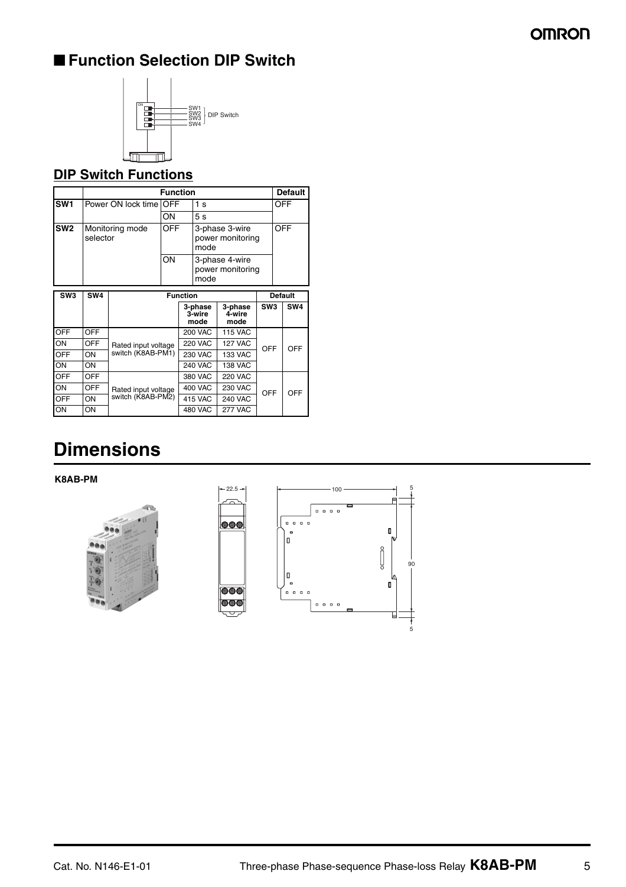## ■ Function Selection DIP Switch

SW1
SW2
SW3
SW4
DIP Switch

### DIP Switch Functions

| | Function | | | Default |
|---|---|---|---|---|
| **SW1** | Power ON lock time | OFF | 1 s | OFF |
| | | ON | 5 s | |
| **SW2** | Monitoring mode selector | OFF | 3-phase 3-wire power monitoring mode | OFF |
| | | ON | 3-phase 4-wire power monitoring mode | |

| SW3 | SW4 | Function | | | Default | |
|---|---|---|---|---|---|---|
| | | | 3-phase 3-wire mode | 3-phase 4-wire mode | SW3 | SW4 |
| OFF | OFF | Rated input voltage switch (K8AB-PM1) | 200 VAC | 115 VAC | OFF | OFF |
| ON | OFF | | 220 VAC | 127 VAC | | |
| OFF | ON | | 230 VAC | 133 VAC | | |
| ON | ON | | 240 VAC | 138 VAC | | |
| OFF | OFF | Rated input voltage switch (K8AB-PM2) | 380 VAC | 220 VAC | OFF | OFF |
| ON | OFF | | 400 VAC | 230 VAC | | |
| OFF | ON | | 415 VAC | 240 VAC | | |
| ON | ON | | 480 VAC | 277 VAC | | |

# Dimensions

**K8AB-PM**

22.5

100

5

90

5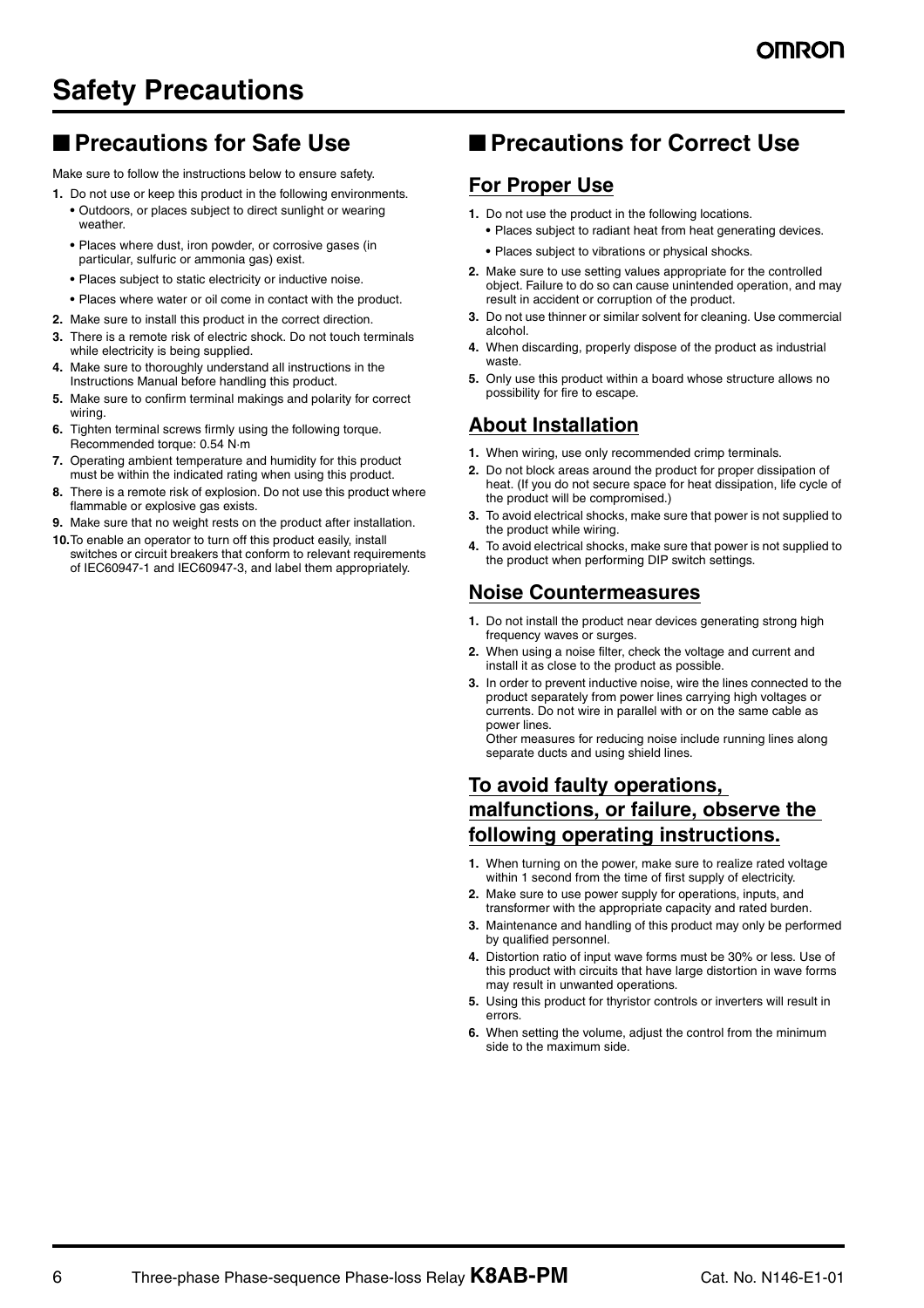# Safety Precautions

## ■ Precautions for Safe Use

Make sure to follow the instructions below to ensure safety.

1. Do not use or keep this product in the following environments.
   - Outdoors, or places subject to direct sunlight or wearing weather.
   - Places where dust, iron powder, or corrosive gases (in particular, sulfuric or ammonia gas) exist.
   - Places subject to static electricity or inductive noise.
   - Places where water or oil come in contact with the product.
2. Make sure to install this product in the correct direction.
3. There is a remote risk of electric shock. Do not touch terminals while electricity is being supplied.
4. Make sure to thoroughly understand all instructions in the Instructions Manual before handling this product.
5. Make sure to confirm terminal makings and polarity for correct wiring.
6. Tighten terminal screws firmly using the following torque. Recommended torque: 0.54 N·m
7. Operating ambient temperature and humidity for this product must be within the indicated rating when using this product.
8. There is a remote risk of explosion. Do not use this product where flammable or explosive gas exists.
9. Make sure that no weight rests on the product after installation.
10. To enable an operator to turn off this product easily, install switches or circuit breakers that conform to relevant requirements of IEC60947-1 and IEC60947-3, and label them appropriately.

## ■ Precautions for Correct Use

### For Proper Use

1. Do not use the product in the following locations.
   - Places subject to radiant heat from heat generating devices.
   - Places subject to vibrations or physical shocks.
2. Make sure to use setting values appropriate for the controlled object. Failure to do so can cause unintended operation, and may result in accident or corruption of the product.
3. Do not use thinner or similar solvent for cleaning. Use commercial alcohol.
4. When discarding, properly dispose of the product as industrial waste.
5. Only use this product within a board whose structure allows no possibility for fire to escape.

### About Installation

1. When wiring, use only recommended crimp terminals.
2. Do not block areas around the product for proper dissipation of heat. (If you do not secure space for heat dissipation, life cycle of the product will be compromised.)
3. To avoid electrical shocks, make sure that power is not supplied to the product while wiring.
4. To avoid electrical shocks, make sure that power is not supplied to the product when performing DIP switch settings.

### Noise Countermeasures

1. Do not install the product near devices generating strong high frequency waves or surges.
2. When using a noise filter, check the voltage and current and install it as close to the product as possible.
3. In order to prevent inductive noise, wire the lines connected to the product separately from power lines carrying high voltages or currents. Do not wire in parallel with or on the same cable as power lines.
   Other measures for reducing noise include running lines along separate ducts and using shield lines.

### To avoid faulty operations, malfunctions, or failure, observe the following operating instructions.

1. When turning on the power, make sure to realize rated voltage within 1 second from the time of first supply of electricity.
2. Make sure to use power supply for operations, inputs, and transformer with the appropriate capacity and rated burden.
3. Maintenance and handling of this product may only be performed by qualified personnel.
4. Distortion ratio of input wave forms must be 30% or less. Use of this product with circuits that have large distortion in wave forms may result in unwanted operations.
5. Using this product for thyristor controls or inverters will result in errors.
6. When setting the volume, adjust the control from the minimum side to the maximum side.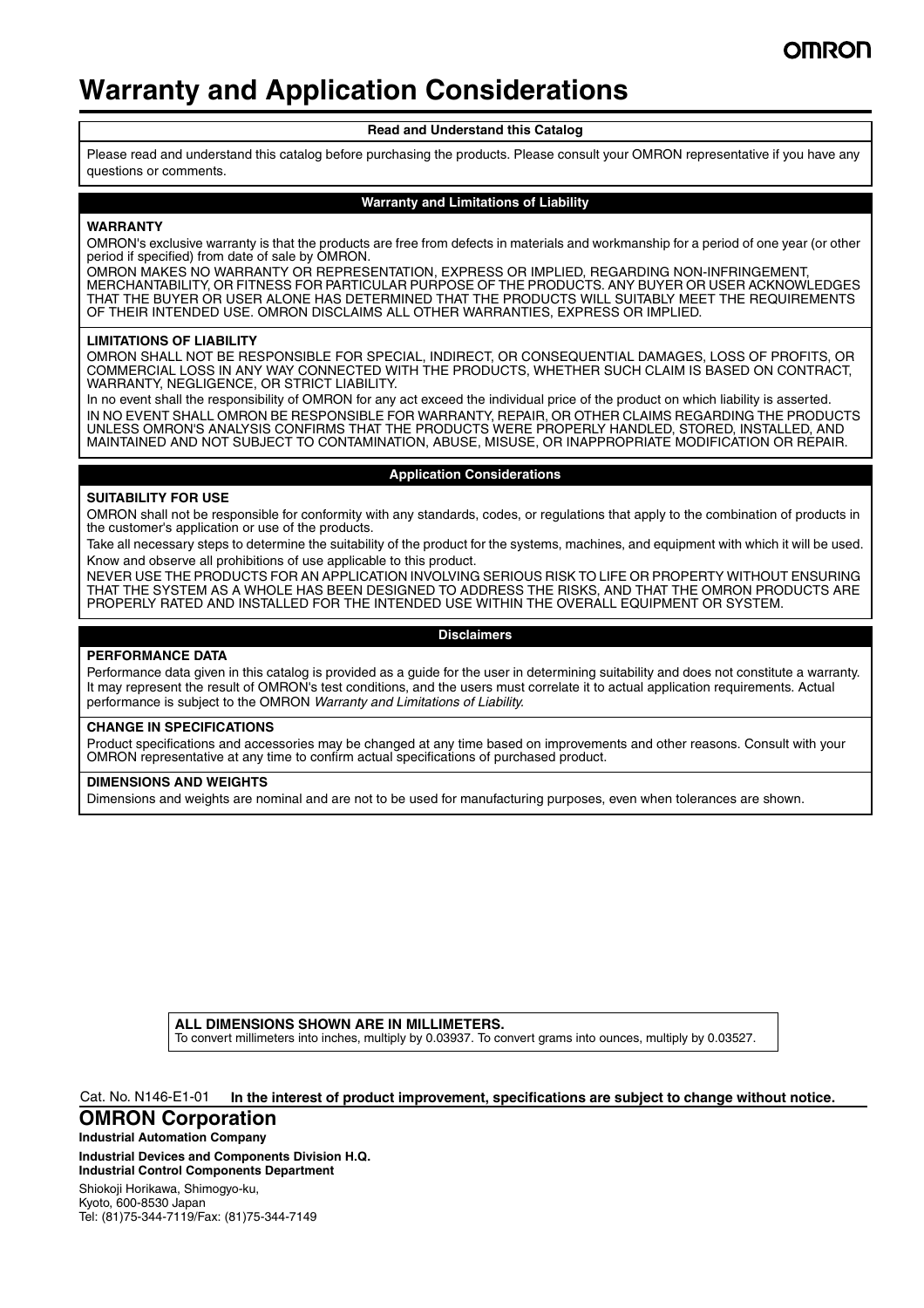# Warranty and Application Considerations

### Read and Understand this Catalog

Please read and understand this catalog before purchasing the products. Please consult your OMRON representative if you have any questions or comments.

### Warranty and Limitations of Liability

**WARRANTY**

OMRON's exclusive warranty is that the products are free from defects in materials and workmanship for a period of one year (or other period if specified) from date of sale by OMRON.

OMRON MAKES NO WARRANTY OR REPRESENTATION, EXPRESS OR IMPLIED, REGARDING NON-INFRINGEMENT, MERCHANTABILITY, OR FITNESS FOR PARTICULAR PURPOSE OF THE PRODUCTS. ANY BUYER OR USER ACKNOWLEDGES THAT THE BUYER OR USER ALONE HAS DETERMINED THAT THE PRODUCTS WILL SUITABLY MEET THE REQUIREMENTS OF THEIR INTENDED USE. OMRON DISCLAIMS ALL OTHER WARRANTIES, EXPRESS OR IMPLIED.

**LIMITATIONS OF LIABILITY**

OMRON SHALL NOT BE RESPONSIBLE FOR SPECIAL, INDIRECT, OR CONSEQUENTIAL DAMAGES, LOSS OF PROFITS, OR COMMERCIAL LOSS IN ANY WAY CONNECTED WITH THE PRODUCTS, WHETHER SUCH CLAIM IS BASED ON CONTRACT, WARRANTY, NEGLIGENCE, OR STRICT LIABILITY.

In no event shall the responsibility of OMRON for any act exceed the individual price of the product on which liability is asserted.

IN NO EVENT SHALL OMRON BE RESPONSIBLE FOR WARRANTY, REPAIR, OR OTHER CLAIMS REGARDING THE PRODUCTS UNLESS OMRON'S ANALYSIS CONFIRMS THAT THE PRODUCTS WERE PROPERLY HANDLED, STORED, INSTALLED, AND MAINTAINED AND NOT SUBJECT TO CONTAMINATION, ABUSE, MISUSE, OR INAPPROPRIATE MODIFICATION OR REPAIR.

### Application Considerations

**SUITABILITY FOR USE**

OMRON shall not be responsible for conformity with any standards, codes, or regulations that apply to the combination of products in the customer's application or use of the products.

Take all necessary steps to determine the suitability of the product for the systems, machines, and equipment with which it will be used.

Know and observe all prohibitions of use applicable to this product.

NEVER USE THE PRODUCTS FOR AN APPLICATION INVOLVING SERIOUS RISK TO LIFE OR PROPERTY WITHOUT ENSURING THAT THE SYSTEM AS A WHOLE HAS BEEN DESIGNED TO ADDRESS THE RISKS, AND THAT THE OMRON PRODUCTS ARE PROPERLY RATED AND INSTALLED FOR THE INTENDED USE WITHIN THE OVERALL EQUIPMENT OR SYSTEM.

### Disclaimers

**PERFORMANCE DATA**

Performance data given in this catalog is provided as a guide for the user in determining suitability and does not constitute a warranty. It may represent the result of OMRON's test conditions, and the users must correlate it to actual application requirements. Actual performance is subject to the OMRON *Warranty and Limitations of Liability.*

**CHANGE IN SPECIFICATIONS**

Product specifications and accessories may be changed at any time based on improvements and other reasons. Consult with your OMRON representative at any time to confirm actual specifications of purchased product.

**DIMENSIONS AND WEIGHTS**

Dimensions and weights are nominal and are not to be used for manufacturing purposes, even when tolerances are shown.

**ALL DIMENSIONS SHOWN ARE IN MILLIMETERS.**

To convert millimeters into inches, multiply by 0.03937. To convert grams into ounces, multiply by 0.03527.

Cat. No. N146-E1-01 **In the interest of product improvement, specifications are subject to change without notice.**

## OMRON Corporation

**Industrial Automation Company**

**Industrial Devices and Components Division H.Q.**
**Industrial Control Components Department**

Shiokoji Horikawa, Shimogyo-ku,
Kyoto, 600-8530 Japan
Tel: (81)75-344-7119/Fax: (81)75-344-7149